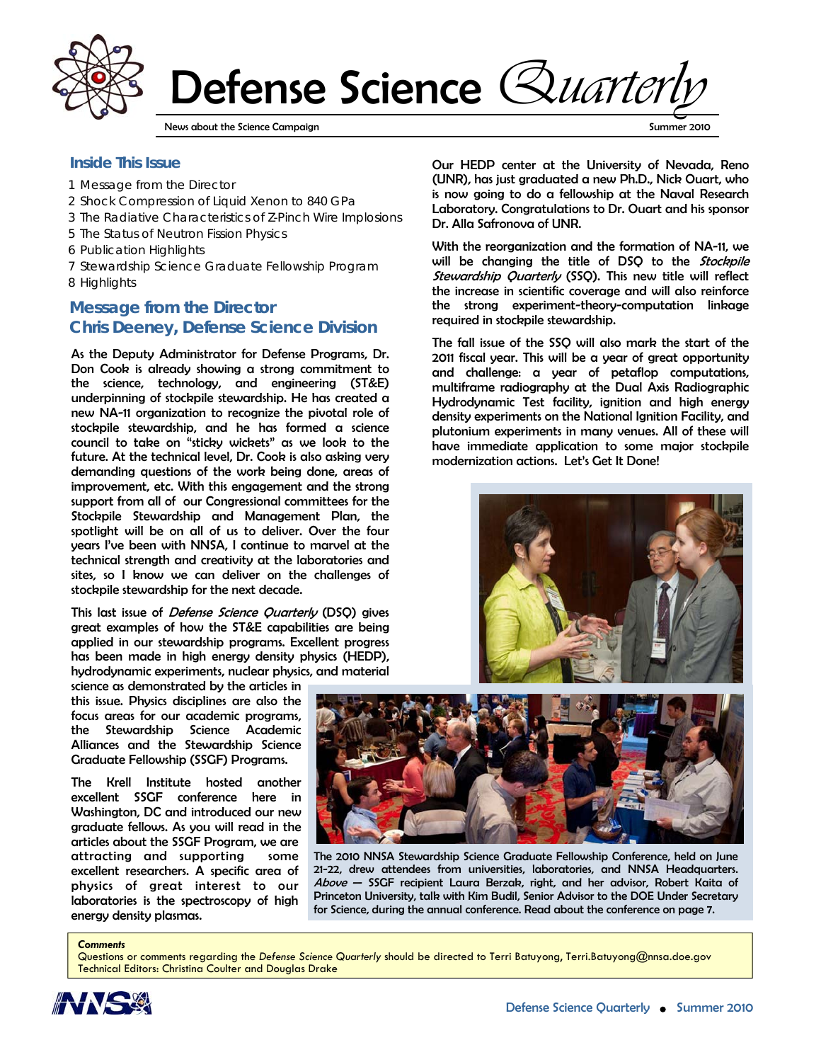# Defense Science *Quarterly*

News about the Science Campaign

Summer 2010

### Inside This Issue

1 Message from the Director
2 Shock Compression of Liquid Xenon to 840 GPa
3 The Radiative Characteristics of Z-Pinch Wire Implosions
5 The Status of Neutron Fission Physics
6 Publication Highlights
7 Stewardship Science Graduate Fellowship Program
8 Highlights

## Message from the Director
## Chris Deeney, Defense Science Division

As the Deputy Administrator for Defense Programs, Dr. Don Cook is already showing a strong commitment to the science, technology, and engineering (ST&E) underpinning of stockpile stewardship. He has created a new NA-11 organization to recognize the pivotal role of stockpile stewardship, and he has formed a science council to take on "sticky wickets" as we look to the future. At the technical level, Dr. Cook is also asking very demanding questions of the work being done, areas of improvement, etc. With this engagement and the strong support from all of our Congressional committees for the Stockpile Stewardship and Management Plan, the spotlight will be on all of us to deliver. Over the four years I've been with NNSA, I continue to marvel at the technical strength and creativity at the laboratories and sites, so I know we can deliver on the challenges of stockpile stewardship for the next decade.

This last issue of *Defense Science Quarterly* (DSQ) gives great examples of how the ST&E capabilities are being applied in our stewardship programs. Excellent progress has been made in high energy density physics (HEDP), hydrodynamic experiments, nuclear physics, and material science as demonstrated by the articles in this issue. Physics disciplines are also the focus areas for our academic programs, the Stewardship Science Academic Alliances and the Stewardship Science Graduate Fellowship (SSGF) Programs.

The Krell Institute hosted another excellent SSGF conference here in Washington, DC and introduced our new graduate fellows. As you will read in the articles about the SSGF Program, we are attracting and supporting some excellent researchers. A specific area of physics of great interest to our laboratories is the spectroscopy of high energy density plasmas.

Our HEDP center at the University of Nevada, Reno (UNR), has just graduated a new Ph.D., Nick Ouart, who is now going to do a fellowship at the Naval Research Laboratory. Congratulations to Dr. Ouart and his sponsor Dr. Alla Safronova of UNR.

With the reorganization and the formation of NA-11, we will be changing the title of DSQ to the *Stockpile Stewardship Quarterly* (SSQ). This new title will reflect the increase in scientific coverage and will also reinforce the strong experiment-theory-computation linkage required in stockpile stewardship.

The fall issue of the SSQ will also mark the start of the 2011 fiscal year. This will be a year of great opportunity and challenge: a year of petaflop computations, multiframe radiography at the Dual Axis Radiographic Hydrodynamic Test facility, ignition and high energy density experiments on the National Ignition Facility, and plutonium experiments in many venues. All of these will have immediate application to some major stockpile modernization actions. Let's Get It Done!

The 2010 NNSA Stewardship Science Graduate Fellowship Conference, held on June 21-22, drew attendees from universities, laboratories, and NNSA Headquarters. *Above* — SSGF recipient Laura Berzak, right, and her advisor, Robert Kaita of Princeton University, talk with Kim Budil, Senior Advisor to the DOE Under Secretary for Science, during the annual conference. Read about the conference on page 7.

**Comments**
Questions or comments regarding the *Defense Science Quarterly* should be directed to Terri Batuyong, Terri.Batuyong@nnsa.doe.gov
Technical Editors: Christina Coulter and Douglas Drake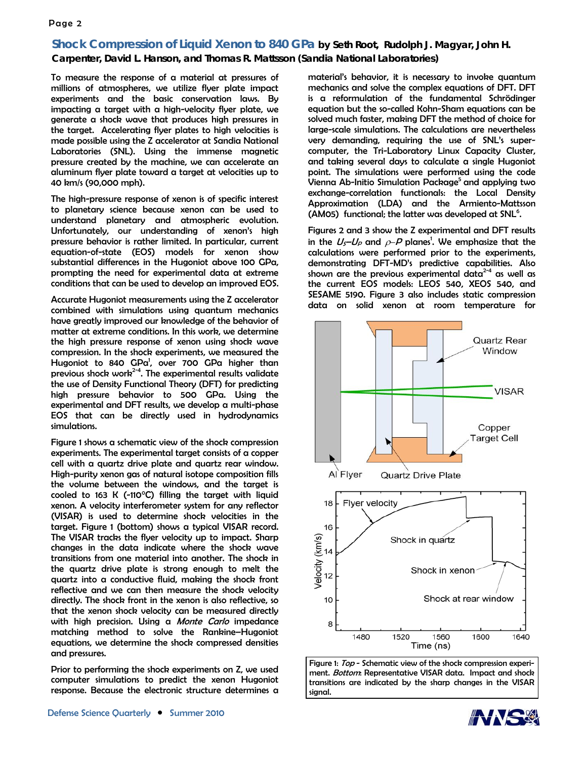## Shock Compression of Liquid Xenon to 840 GPa by Seth Root, Rudolph J. Magyar, John H. Carpenter, David L. Hanson, and Thomas R. Mattsson (Sandia National Laboratories)

To measure the response of a material at pressures of millions of atmospheres, we utilize flyer plate impact experiments and the basic conservation laws. By impacting a target with a high-velocity flyer plate, we generate a shock wave that produces high pressures in the target. Accelerating flyer plates to high velocities is made possible using the Z accelerator at Sandia National Laboratories (SNL). Using the immense magnetic pressure created by the machine, we can accelerate an aluminum flyer plate toward a target at velocities up to 40 km/s (90,000 mph).

The high-pressure response of xenon is of specific interest to planetary science because xenon can be used to understand planetary and atmospheric evolution. Unfortunately, our understanding of xenon's high pressure behavior is rather limited. In particular, current equation-of-state (EOS) models for xenon show substantial differences in the Hugoniot above 100 GPa, prompting the need for experimental data at extreme conditions that can be used to develop an improved EOS.

Accurate Hugoniot measurements using the Z accelerator combined with simulations using quantum mechanics have greatly improved our knowledge of the behavior of matter at extreme conditions. In this work, we determine the high pressure response of xenon using shock wave compression. In the shock experiments, we measured the Hugoniot to 840 GPa[1], over 700 GPa higher than previous shock work[2-4]. The experimental results validate the use of Density Functional Theory (DFT) for predicting high pressure behavior to 500 GPa. Using the experimental and DFT results, we develop a multi-phase EOS that can be directly used in hydrodynamics simulations.

Figure 1 shows a schematic view of the shock compression experiments. The experimental target consists of a copper cell with a quartz drive plate and quartz rear window. High-purity xenon gas of natural isotope composition fills the volume between the windows, and the target is cooled to 163 K (-110°C) filling the target with liquid xenon. A velocity interferometer system for any reflector (VISAR) is used to determine shock velocities in the target. Figure 1 (bottom) shows a typical VISAR record. The VISAR tracks the flyer velocity up to impact. Sharp changes in the data indicate where the shock wave transitions from one material into another. The shock in the quartz drive plate is strong enough to melt the quartz into a conductive fluid, making the shock front reflective and we can then measure the shock velocity directly. The shock front in the xenon is also reflective, so that the xenon shock velocity can be measured directly with high precision. Using a *Monte Carlo* impedance matching method to solve the Rankine–Hugoniot equations, we determine the shock compressed densities and pressures.

Prior to performing the shock experiments on Z, we used computer simulations to predict the xenon Hugoniot response. Because the electronic structure determines a material's behavior, it is necessary to invoke quantum mechanics and solve the complex equations of DFT. DFT is a reformulation of the fundamental Schrödinger equation but the so-called Kohn-Sham equations can be solved much faster, making DFT the method of choice for large-scale simulations. The calculations are nevertheless very demanding, requiring the use of SNL's super-computer, the Tri-Laboratory Linux Capacity Cluster, and taking several days to calculate a single Hugoniot point. The simulations were performed using the code Vienna Ab-Initio Simulation Package[5] and applying two exchange-correlation functionals: the Local Density Approximation (LDA) and the Armiento-Mattsson (AM05) functional; the latter was developed at SNL[6].

Figures 2 and 3 show the Z experimental and DFT results in the $U_S$–$U_P$ and $\rho$–$P$ planes[1]. We emphasize that the calculations were performed prior to the experiments, demonstrating DFT-MD's predictive capabilities. Also shown are the previous experimental data[2-4] as well as the current EOS models: LEOS 540, XEOS 540, and SESAME 5190. Figure 3 also includes static compression data on solid xenon at room temperature for

Quartz Rear Window
VISAR
Copper Target Cell
Al Flyer
Quartz Drive Plate

Flyer velocity
Shock in quartz
Shock in xenon
Shock at rear window
Velocity (km/s)
8
10
12
14
16
18
Time (ns)
1480
1520
1560
1600
1640

Figure 1: *Top* - Schematic view of the shock compression experiment. *Bottom*: Representative VISAR data. Impact and shock transitions are indicated by the sharp changes in the VISAR signal.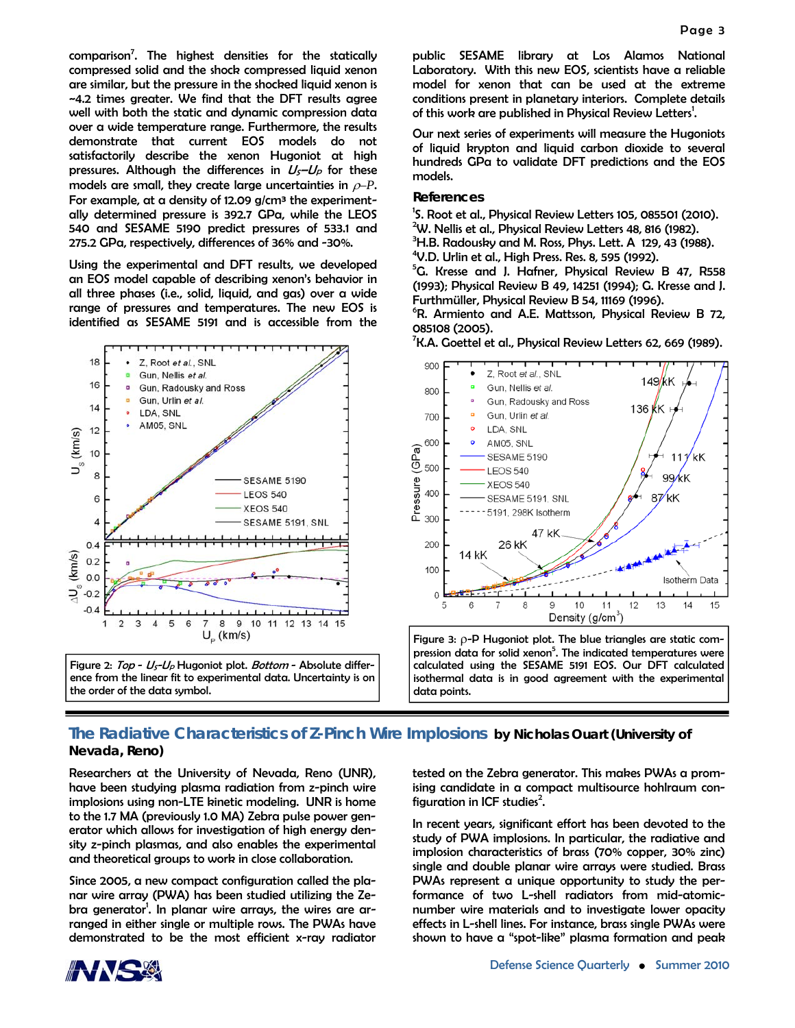comparison[7]. The highest densities for the statically compressed solid and the shock compressed liquid xenon are similar, but the pressure in the shocked liquid xenon is ~4.2 times greater. We find that the DFT results agree well with both the static and dynamic compression data over a wide temperature range. Furthermore, the results demonstrate that current EOS models do not satisfactorily describe the xenon Hugoniot at high pressures. Although the differences in $U_S$–$U_P$ for these models are small, they create large uncertainties in $\rho$–$P$. For example, at a density of 12.09 g/cm³ the experimentally determined pressure is 392.7 GPa, while the LEOS 540 and SESAME 5190 predict pressures of 533.1 and 275.2 GPa, respectively, differences of 36% and -30%.

Using the experimental and DFT results, we developed an EOS model capable of describing xenon's behavior in all three phases (i.e., solid, liquid, and gas) over a wide range of pressures and temperatures. The new EOS is identified as SESAME 5191 and is accessible from the public SESAME library at Los Alamos National Laboratory. With this new EOS, scientists have a reliable model for xenon that can be used at the extreme conditions present in planetary interiors. Complete details of this work are published in Physical Review Letters[1].

Our next series of experiments will measure the Hugoniots of liquid krypton and liquid carbon dioxide to several hundreds GPa to validate DFT predictions and the EOS models.

### References

[1]S. Root et al., Physical Review Letters 105, 085501 (2010).
[2]W. Nellis et al., Physical Review Letters 48, 816 (1982).
[3]H.B. Radousky and M. Ross, Phys. Lett. A 129, 43 (1988).
[4]V.D. Urlin et al., High Press. Res. 8, 595 (1992).
[5]G. Kresse and J. Hafner, Physical Review B 47, R558 (1993); Physical Review B 49, 14251 (1994); G. Kresse and J. Furthmüller, Physical Review B 54, 11169 (1996).
[6]R. Armiento and A.E. Mattsson, Physical Review B 72, 085108 (2005).
[7]K.A. Goettel et al., Physical Review Letters 62, 669 (1989).

Z, Root *et al.*, SNL
Gun, Nellis *et al.*
Gun, Radousky and Ross
Gun, Urlin *et al.*
LDA, SNL
AM05, SNL
SESAME 5190
LEOS 540
XEOS 540
SESAME 5191, SNL
$U_S$ (km/s)
$\Delta U_S$ (km/s)
$U_P$ (km/s)

Figure 2: *Top* - $U_S$–$U_P$ Hugoniot plot. *Bottom* - Absolute difference from the linear fit to experimental data. Uncertainty is on the order of the data symbol.

Z, Root *et al.*, SNL
Gun, Nellis *et al.*
Gun, Radousky and Ross
Gun, Urlin *et al.*
LDA, SNL
AM05, SNL
SESAME 5190
LEOS 540
XEOS 540
SESAME 5191, SNL
5191, 298K Isotherm
149 kK
136 kK
111 kK
99 kK
87 kK
47 kK
26 kK
14 kK
Isotherm Data
Pressure (GPa)
Density (g/cm$^3$)

Figure 3: $\rho$-P Hugoniot plot. The blue triangles are static compression data for solid xenon[5]. The indicated temperatures were calculated using the SESAME 5191 EOS. Our DFT calculated isothermal data is in good agreement with the experimental data points.

## The Radiative Characteristics of Z-Pinch Wire Implosions **by Nicholas Ouart (University of Nevada, Reno)**

Researchers at the University of Nevada, Reno (UNR), have been studying plasma radiation from z-pinch wire implosions using non-LTE kinetic modeling. UNR is home to the 1.7 MA (previously 1.0 MA) Zebra pulse power generator which allows for investigation of high energy density z-pinch plasmas, and also enables the experimental and theoretical groups to work in close collaboration.

Since 2005, a new compact configuration called the planar wire array (PWA) has been studied utilizing the Zebra generator[1]. In planar wire arrays, the wires are arranged in either single or multiple rows. The PWAs have demonstrated to be the most efficient x-ray radiator tested on the Zebra generator. This makes PWAs a promising candidate in a compact multisource hohlraum configuration in ICF studies[2].

In recent years, significant effort has been devoted to the study of PWA implosions. In particular, the radiative and implosion characteristics of brass (70% copper, 30% zinc) single and double planar wire arrays were studied. Brass PWAs represent a unique opportunity to study the performance of two L-shell radiators from mid-atomic-number wire materials and to investigate lower opacity effects in L-shell lines. For instance, brass single PWAs were shown to have a "spot-like" plasma formation and peak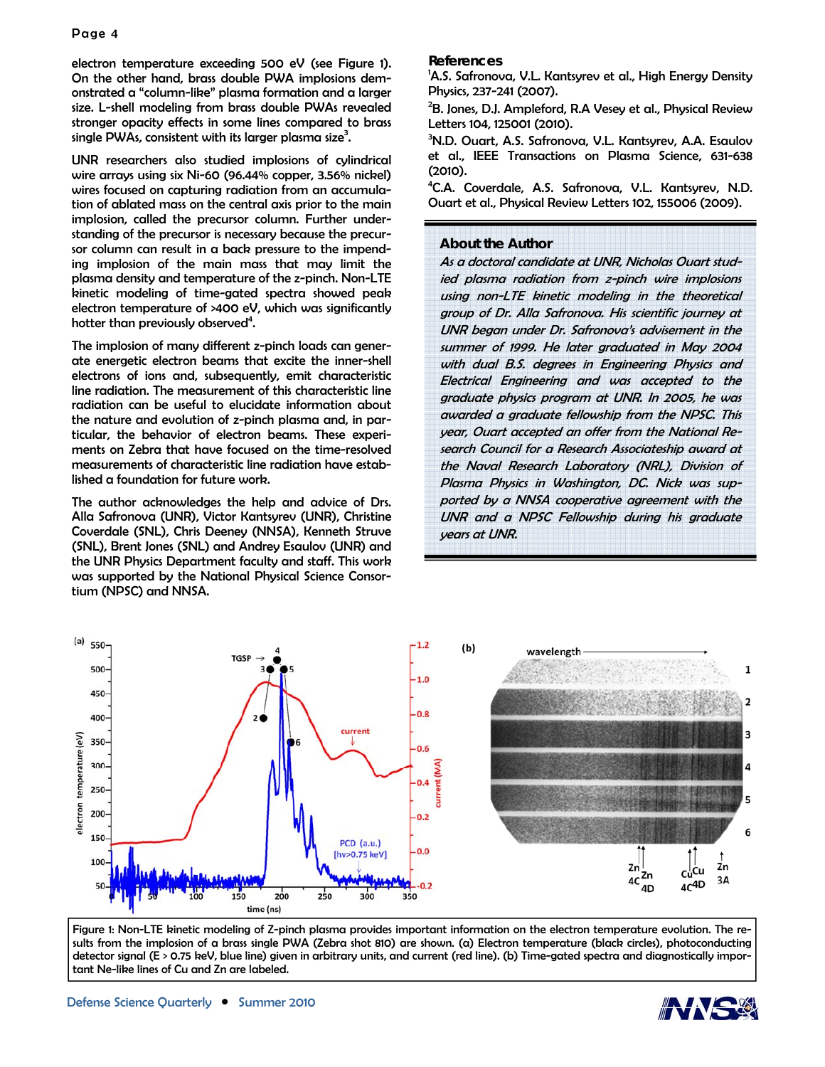electron temperature exceeding 500 eV (see Figure 1). On the other hand, brass double PWA implosions demonstrated a "column-like" plasma formation and a larger size. L-shell modeling from brass double PWAs revealed stronger opacity effects in some lines compared to brass single PWAs, consistent with its larger plasma size[3].

UNR researchers also studied implosions of cylindrical wire arrays using six Ni-60 (96.44% copper, 3.56% nickel) wires focused on capturing radiation from an accumulation of ablated mass on the central axis prior to the main implosion, called the precursor column. Further understanding of the precursor is necessary because the precursor column can result in a back pressure to the impending implosion of the main mass that may limit the plasma density and temperature of the z-pinch. Non-LTE kinetic modeling of time-gated spectra showed peak electron temperature of >400 eV, which was significantly hotter than previously observed[4].

The implosion of many different z-pinch loads can generate energetic electron beams that excite the inner-shell electrons of ions and, subsequently, emit characteristic line radiation. The measurement of this characteristic line radiation can be useful to elucidate information about the nature and evolution of z-pinch plasma and, in particular, the behavior of electron beams. These experiments on Zebra that have focused on the time-resolved measurements of characteristic line radiation have established a foundation for future work.

The author acknowledges the help and advice of Drs. Alla Safronova (UNR), Victor Kantsyrev (UNR), Christine Coverdale (SNL), Chris Deeney (NNSA), Kenneth Struve (SNL), Brent Jones (SNL) and Andrey Esaulov (UNR) and the UNR Physics Department faculty and staff. This work was supported by the National Physical Science Consortium (NPSC) and NNSA.

## References

[1]A.S. Safronova, V.L. Kantsyrev et al., High Energy Density Physics, 237-241 (2007).

[2]B. Jones, D.J. Ampleford, R.A Vesey et al., Physical Review Letters 104, 125001 (2010).

[3]N.D. Ouart, A.S. Safronova, V.L. Kantsyrev, A.A. Esaulov et al., IEEE Transactions on Plasma Science, 631-638 (2010).

[4]C.A. Coverdale, A.S. Safronova, V.L. Kantsyrev, N.D. Ouart et al., Physical Review Letters 102, 155006 (2009).

### About the Author

*As a doctoral candidate at UNR, Nicholas Ouart studied plasma radiation from z-pinch wire implosions using non-LTE kinetic modeling in the theoretical group of Dr. Alla Safronova. His scientific journey at UNR began under Dr. Safronova's advisement in the summer of 1999. He later graduated in May 2004 with dual B.S. degrees in Engineering Physics and Electrical Engineering and was accepted to the graduate physics program at UNR. In 2005, he was awarded a graduate fellowship from the NPSC. This year, Ouart accepted an offer from the National Research Council for a Research Associateship award at the Naval Research Laboratory (NRL), Division of Plasma Physics in Washington, DC. Nick was supported by a NNSA cooperative agreement with the UNR and a NPSC Fellowship during his graduate years at UNR.*

(a)
TGSP →
1 2 3 4 5 6
current
PCD (a.u.)
[hν>0.75 keV]
electron temperature (eV)
current (MA)
time (ns)

(b)
wavelength
1 2 3 4 5 6
Zn 4C Zn 4D Cu 4C Cu 4D Zn 3A

Figure 1: Non-LTE kinetic modeling of Z-pinch plasma provides important information on the electron temperature evolution. The results from the implosion of a brass single PWA (Zebra shot 810) are shown. (a) Electron temperature (black circles), photoconducting detector signal (E > 0.75 keV, blue line) given in arbitrary units, and current (red line). (b) Time-gated spectra and diagnostically important Ne-like lines of Cu and Zn are labeled.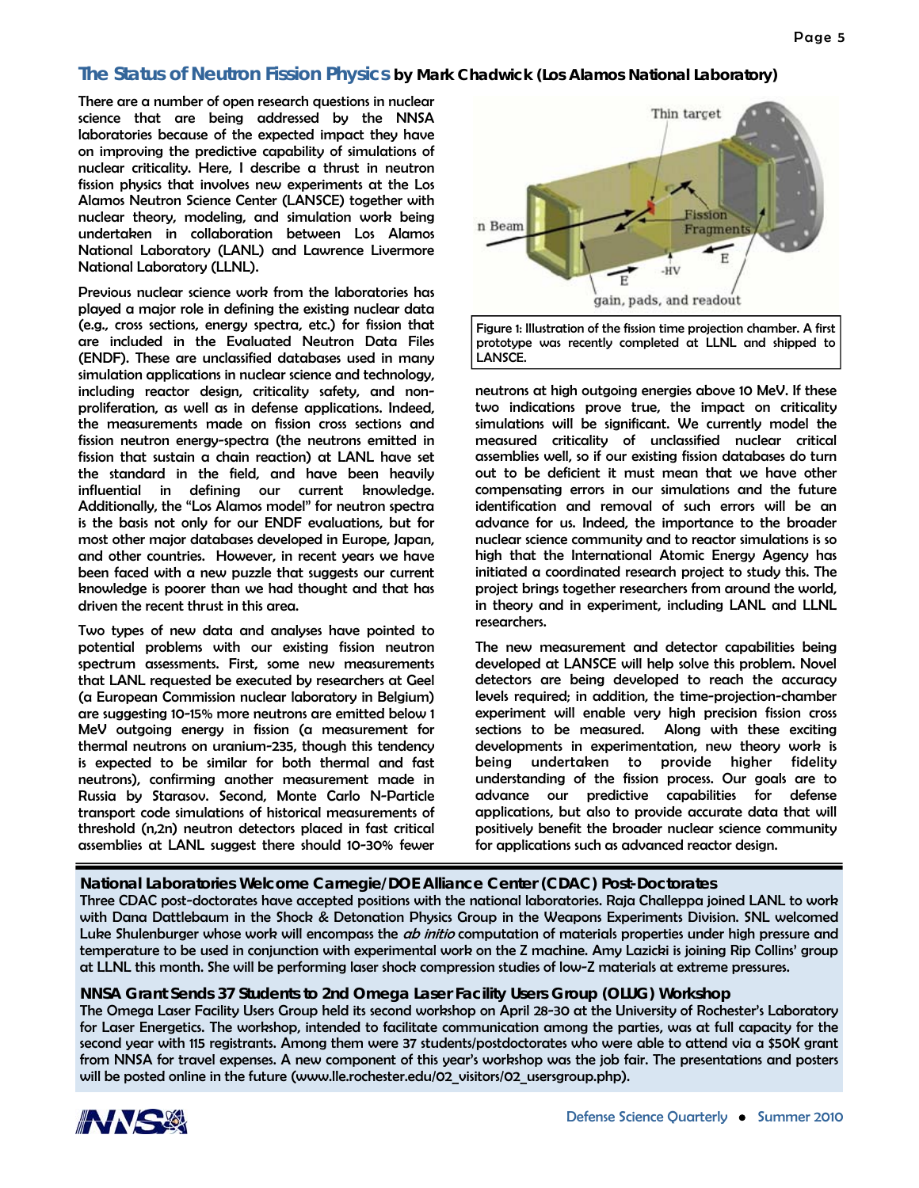## The Status of Neutron Fission Physics by Mark Chadwick (Los Alamos National Laboratory)

There are a number of open research questions in nuclear science that are being addressed by the NNSA laboratories because of the expected impact they have on improving the predictive capability of simulations of nuclear criticality. Here, I describe a thrust in neutron fission physics that involves new experiments at the Los Alamos Neutron Science Center (LANSCE) together with nuclear theory, modeling, and simulation work being undertaken in collaboration between Los Alamos National Laboratory (LANL) and Lawrence Livermore National Laboratory (LLNL).

Previous nuclear science work from the laboratories has played a major role in defining the existing nuclear data (e.g., cross sections, energy spectra, etc.) for fission that are included in the Evaluated Neutron Data Files (ENDF). These are unclassified databases used in many simulation applications in nuclear science and technology, including reactor design, criticality safety, and non-proliferation, as well as in defense applications. Indeed, the measurements made on fission cross sections and fission neutron energy-spectra (the neutrons emitted in fission that sustain a chain reaction) at LANL have set the standard in the field, and have been heavily influential in defining our current knowledge. Additionally, the "Los Alamos model" for neutron spectra is the basis not only for our ENDF evaluations, but for most other major databases developed in Europe, Japan, and other countries. However, in recent years we have been faced with a new puzzle that suggests our current knowledge is poorer than we had thought and that has driven the recent thrust in this area.

Two types of new data and analyses have pointed to potential problems with our existing fission neutron spectrum assessments. First, some new measurements that LANL requested be executed by researchers at Geel (a European Commission nuclear laboratory in Belgium) are suggesting 10-15% more neutrons are emitted below 1 MeV outgoing energy in fission (a measurement for thermal neutrons on uranium-235, though this tendency is expected to be similar for both thermal and fast neutrons), confirming another measurement made in Russia by Starasov. Second, Monte Carlo N-Particle transport code simulations of historical measurements of threshold (n,2n) neutron detectors placed in fast critical assemblies at LANL suggest there should 10-30% fewer neutrons at high outgoing energies above 10 MeV. If these two indications prove true, the impact on criticality simulations will be significant. We currently model the measured criticality of unclassified nuclear critical assemblies well, so if our existing fission databases do turn out to be deficient it must mean that we have other compensating errors in our simulations and the future identification and removal of such errors will be an advance for us. Indeed, the importance to the broader nuclear science community and to reactor simulations is so high that the International Atomic Energy Agency has initiated a coordinated research project to study this. The project brings together researchers from around the world, in theory and in experiment, including LANL and LLNL researchers.

Thin target

n Beam

Fission Fragments

E

-HV

E

gain, pads, and readout

Figure 1: Illustration of the fission time projection chamber. A first prototype was recently completed at LLNL and shipped to LANSCE.

The new measurement and detector capabilities being developed at LANSCE will help solve this problem. Novel detectors are being developed to reach the accuracy levels required; in addition, the time-projection-chamber experiment will enable very high precision fission cross sections to be measured. Along with these exciting developments in experimentation, new theory work is being undertaken to provide higher fidelity understanding of the fission process. Our goals are to advance our predictive capabilities for defense applications, but also to provide accurate data that will positively benefit the broader nuclear science community for applications such as advanced reactor design.

---

### National Laboratories Welcome Carnegie/DOE Alliance Center (CDAC) Post-Doctorates

Three CDAC post-doctorates have accepted positions with the national laboratories. Raja Challeppa joined LANL to work with Dana Dattlebaum in the Shock & Detonation Physics Group in the Weapons Experiments Division. SNL welcomed Luke Shulenburger whose work will encompass the *ab initio* computation of materials properties under high pressure and temperature to be used in conjunction with experimental work on the Z machine. Amy Lazicki is joining Rip Collins' group at LLNL this month. She will be performing laser shock compression studies of low-Z materials at extreme pressures.

### NNSA Grant Sends 37 Students to 2nd Omega Laser Facility Users Group (OLUG) Workshop

The Omega Laser Facility Users Group held its second workshop on April 28-30 at the University of Rochester's Laboratory for Laser Energetics. The workshop, intended to facilitate communication among the parties, was at full capacity for the second year with 115 registrants. Among them were 37 students/postdoctorates who were able to attend via a $50K grant from NNSA for travel expenses. A new component of this year's workshop was the job fair. The presentations and posters will be posted online in the future (www.lle.rochester.edu/02_visitors/02_usersgroup.php).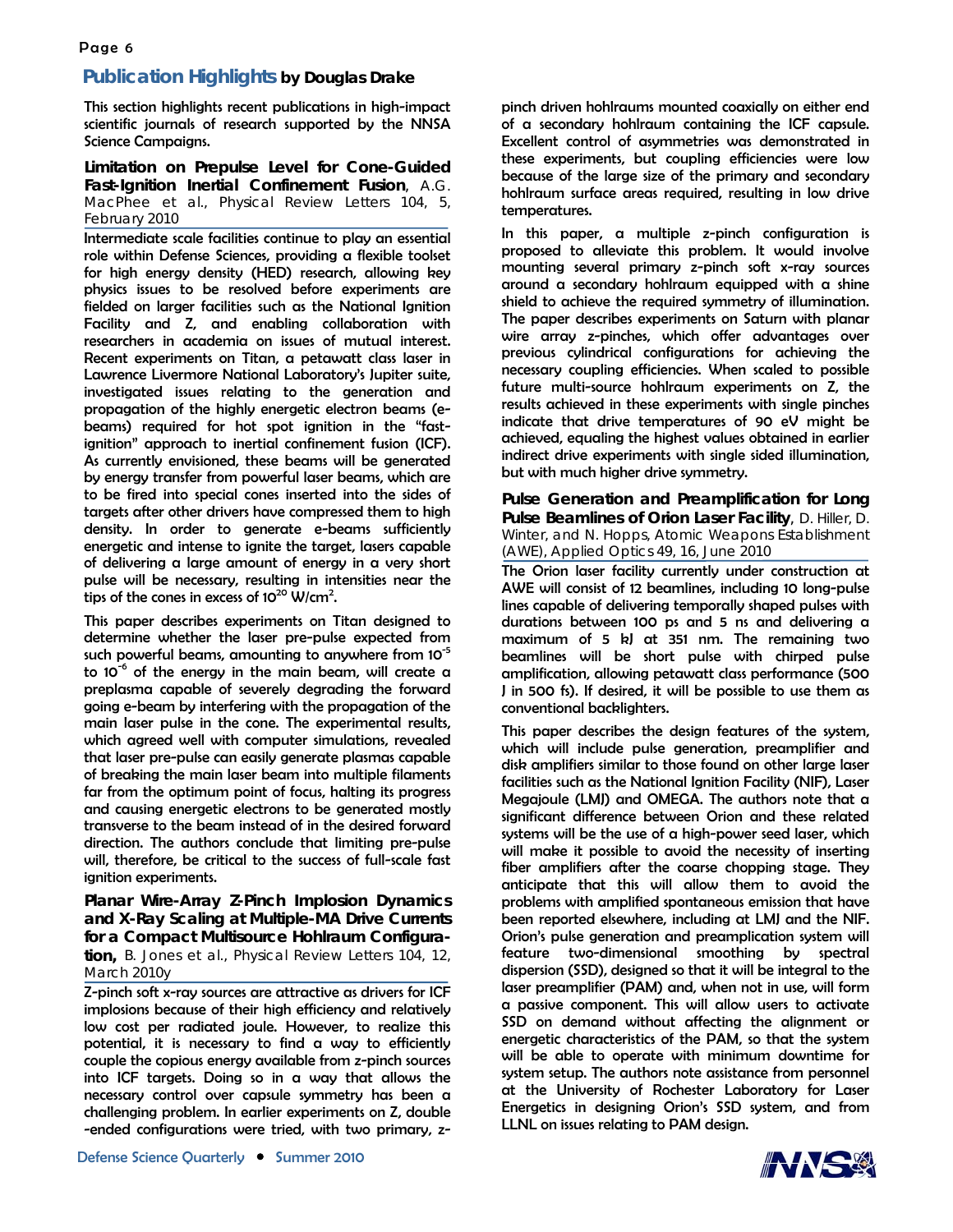## Publication Highlights by Douglas Drake

This section highlights recent publications in high-impact scientific journals of research supported by the NNSA Science Campaigns.

**Limitation on Prepulse Level for Cone-Guided Fast-Ignition Inertial Confinement Fusion**, A.G. MacPhee et al., Physical Review Letters 104, 5, February 2010

Intermediate scale facilities continue to play an essential role within Defense Sciences, providing a flexible toolset for high energy density (HED) research, allowing key physics issues to be resolved before experiments are fielded on larger facilities such as the National Ignition Facility and Z, and enabling collaboration with researchers in academia on issues of mutual interest. Recent experiments on Titan, a petawatt class laser in Lawrence Livermore National Laboratory's Jupiter suite, investigated issues relating to the generation and propagation of the highly energetic electron beams (e-beams) required for hot spot ignition in the "fast-ignition" approach to inertial confinement fusion (ICF). As currently envisioned, these beams will be generated by energy transfer from powerful laser beams, which are to be fired into special cones inserted into the sides of targets after other drivers have compressed them to high density. In order to generate e-beams sufficiently energetic and intense to ignite the target, lasers capable of delivering a large amount of energy in a very short pulse will be necessary, resulting in intensities near the tips of the cones in excess of $10^{20}$ W/cm$^2$.

This paper describes experiments on Titan designed to determine whether the laser pre-pulse expected from such powerful beams, amounting to anywhere from $10^{-5}$ to $10^{-6}$ of the energy in the main beam, will create a preplasma capable of severely degrading the forward going e-beam by interfering with the propagation of the main laser pulse in the cone. The experimental results, which agreed well with computer simulations, revealed that laser pre-pulse can easily generate plasmas capable of breaking the main laser beam into multiple filaments far from the optimum point of focus, halting its progress and causing energetic electrons to be generated mostly transverse to the beam instead of in the desired forward direction. The authors conclude that limiting pre-pulse will, therefore, be critical to the success of full-scale fast ignition experiments.

**Planar Wire-Array Z-Pinch Implosion Dynamics and X-Ray Scaling at Multiple-MA Drive Currents for a Compact Multisource Hohlraum Configuration,** B. Jones et al., Physical Review Letters 104, 12, March 2010y

Z-pinch soft x-ray sources are attractive as drivers for ICF implosions because of their high efficiency and relatively low cost per radiated joule. However, to realize this potential, it is necessary to find a way to efficiently couple the copious energy available from z-pinch sources into ICF targets. Doing so in a way that allows the necessary control over capsule symmetry has been a challenging problem. In earlier experiments on Z, double-ended configurations were tried, with two primary, z-pinch driven hohlraums mounted coaxially on either end of a secondary hohlraum containing the ICF capsule. Excellent control of asymmetries was demonstrated in these experiments, but coupling efficiencies were low because of the large size of the primary and secondary hohlraum surface areas required, resulting in low drive temperatures.

In this paper, a multiple z-pinch configuration is proposed to alleviate this problem. It would involve mounting several primary z-pinch soft x-ray sources around a secondary hohlraum equipped with a shine shield to achieve the required symmetry of illumination. The paper describes experiments on Saturn with planar wire array z-pinches, which offer advantages over previous cylindrical configurations for achieving the necessary coupling efficiencies. When scaled to possible future multi-source hohlraum experiments on Z, the results achieved in these experiments with single pinches indicate that drive temperatures of 90 eV might be achieved, equaling the highest values obtained in earlier indirect drive experiments with single sided illumination, but with much higher drive symmetry.

**Pulse Generation and Preamplification for Long Pulse Beamlines of Orion Laser Facility**, D. Hiller, D. Winter, and N. Hopps, Atomic Weapons Establishment (AWE), Applied Optics 49, 16, June 2010

The Orion laser facility currently under construction at AWE will consist of 12 beamlines, including 10 long-pulse lines capable of delivering temporally shaped pulses with durations between 100 ps and 5 ns and delivering a maximum of 5 kJ at 351 nm. The remaining two beamlines will be short pulse with chirped pulse amplification, allowing petawatt class performance (500 J in 500 fs). If desired, it will be possible to use them as conventional backlighters.

This paper describes the design features of the system, which will include pulse generation, preamplifier and disk amplifiers similar to those found on other large laser facilities such as the National Ignition Facility (NIF), Laser Megajoule (LMJ) and OMEGA. The authors note that a significant difference between Orion and these related systems will be the use of a high-power seed laser, which will make it possible to avoid the necessity of inserting fiber amplifiers after the coarse chopping stage. They anticipate that this will allow them to avoid the problems with amplified spontaneous emission that have been reported elsewhere, including at LMJ and the NIF. Orion's pulse generation and preamplication system will feature two-dimensional smoothing by spectral dispersion (SSD), designed so that it will be integral to the laser preamplifier (PAM) and, when not in use, will form a passive component. This will allow users to activate SSD on demand without affecting the alignment or energetic characteristics of the PAM, so that the system will be able to operate with minimum downtime for system setup. The authors note assistance from personnel at the University of Rochester Laboratory for Laser Energetics in designing Orion's SSD system, and from LLNL on issues relating to PAM design.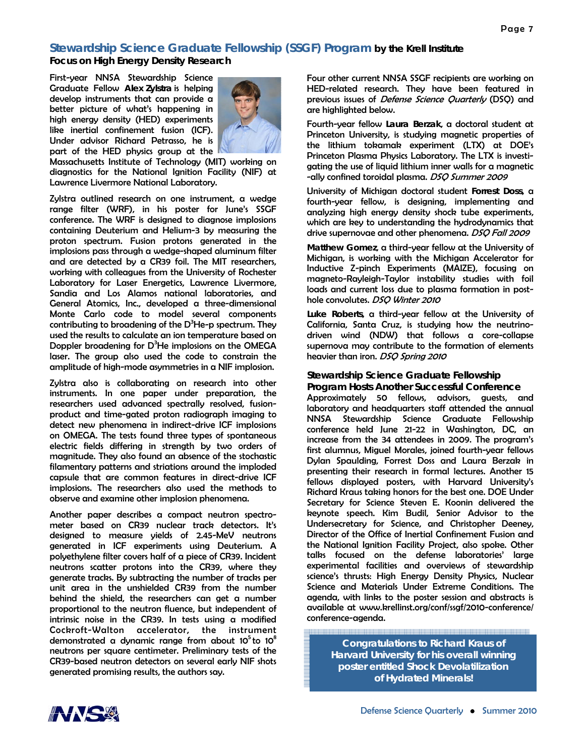## Stewardship Science Graduate Fellowship (SSGF) Program by the Krell Institute

### Focus on High Energy Density Research

First-year NNSA Stewardship Science Graduate Fellow **Alex Zylstra** is helping develop instruments that can provide a better picture of what's happening in high energy density (HED) experiments like inertial confinement fusion (ICF). Under advisor Richard Petrasso, he is part of the HED physics group at the Massachusetts Institute of Technology (MIT) working on diagnostics for the National Ignition Facility (NIF) at Lawrence Livermore National Laboratory.

Zylstra outlined research on one instrument, a wedge range filter (WRF), in his poster for June's SSGF conference. The WRF is designed to diagnose implosions containing Deuterium and Helium-3 by measuring the proton spectrum. Fusion protons generated in the implosions pass through a wedge-shaped aluminum filter and are detected by a CR39 foil. The MIT researchers, working with colleagues from the University of Rochester Laboratory for Laser Energetics, Lawrence Livermore, Sandia and Los Alamos national laboratories, and General Atomics, Inc., developed a three-dimensional Monte Carlo code to model several components contributing to broadening of the $D^3He$-p spectrum. They used the results to calculate an ion temperature based on Doppler broadening for $D^3He$ implosions on the OMEGA laser. The group also used the code to constrain the amplitude of high-mode asymmetries in a NIF implosion.

Zylstra also is collaborating on research into other instruments. In one paper under preparation, the researchers used advanced spectrally resolved, fusion-product and time-gated proton radiograph imaging to detect new phenomena in indirect-drive ICF implosions on OMEGA. The tests found three types of spontaneous electric fields differing in strength by two orders of magnitude. They also found an absence of the stochastic filamentary patterns and striations around the imploded capsule that are common features in direct-drive ICF implosions. The researchers also used the methods to observe and examine other implosion phenomena.

Another paper describes a compact neutron spectrometer based on CR39 nuclear track detectors. It's designed to measure yields of 2.45-MeV neutrons generated in ICF experiments using Deuterium. A polyethylene filter covers half of a piece of CR39. Incident neutrons scatter protons into the CR39, where they generate tracks. By subtracting the number of tracks per unit area in the unshielded CR39 from the number behind the shield, the researchers can get a number proportional to the neutron fluence, but independent of intrinsic noise in the CR39. In tests using a modified Cockroft-Walton accelerator, the instrument demonstrated a dynamic range from about $10^5$ to $10^8$ neutrons per square centimeter. Preliminary tests of the CR39-based neutron detectors on several early NIF shots generated promising results, the authors say.

Four other current NNSA SSGF recipients are working on HED-related research. They have been featured in previous issues of *Defense Science Quarterly* (DSQ) and are highlighted below.

Fourth-year fellow **Laura Berzak**, a doctoral student at Princeton University, is studying magnetic properties of the lithium tokamak experiment (LTX) at DOE's Princeton Plasma Physics Laboratory. The LTX is investigating the use of liquid lithium inner walls for a magnetic-ally confined toroidal plasma. *DSQ Summer 2009*

University of Michigan doctoral student **Forrest Doss**, a fourth-year fellow, is designing, implementing and analyzing high energy density shock tube experiments, which are key to understanding the hydrodynamics that drive supernovae and other phenomena. *DSQ Fall 2009*

**Matthew Gomez**, a third-year fellow at the University of Michigan, is working with the Michigan Accelerator for Inductive Z-pinch Experiments (MAIZE), focusing on magneto-Rayleigh-Taylor instability studies with foil loads and current loss due to plasma formation in post-hole convolutes. *DSQ Winter 2010*

**Luke Roberts**, a third-year fellow at the University of California, Santa Cruz, is studying how the neutrino-driven wind (NDW) that follows a core-collapse supernova may contribute to the formation of elements heavier than iron. *DSQ Spring 2010*

### Stewardship Science Graduate Fellowship Program Hosts Another Successful Conference

Approximately 50 fellows, advisors, guests, and laboratory and headquarters staff attended the annual NNSA Stewardship Science Graduate Fellowship conference held June 21-22 in Washington, DC, an increase from the 34 attendees in 2009. The program's first alumnus, Miguel Morales, joined fourth-year fellows Dylan Spaulding, Forrest Doss and Laura Berzak in presenting their research in formal lectures. Another 15 fellows displayed posters, with Harvard University's Richard Kraus taking honors for the best one. DOE Under Secretary for Science Steven E. Koonin delivered the keynote speech. Kim Budil, Senior Advisor to the Undersecretary for Science, and Christopher Deeney, Director of the Office of Inertial Confinement Fusion and the National Ignition Facility Project, also spoke. Other talks focused on the defense laboratories' large experimental facilities and overviews of stewardship science's thrusts: High Energy Density Physics, Nuclear Science and Materials Under Extreme Conditions. The agenda, with links to the poster session and abstracts is available at www.krellinst.org/conf/ssgf/2010-conference/conference-agenda.

**Congratulations to Richard Kraus of Harvard University for his overall winning poster entitled Shock Devolatilization of Hydrated Minerals!**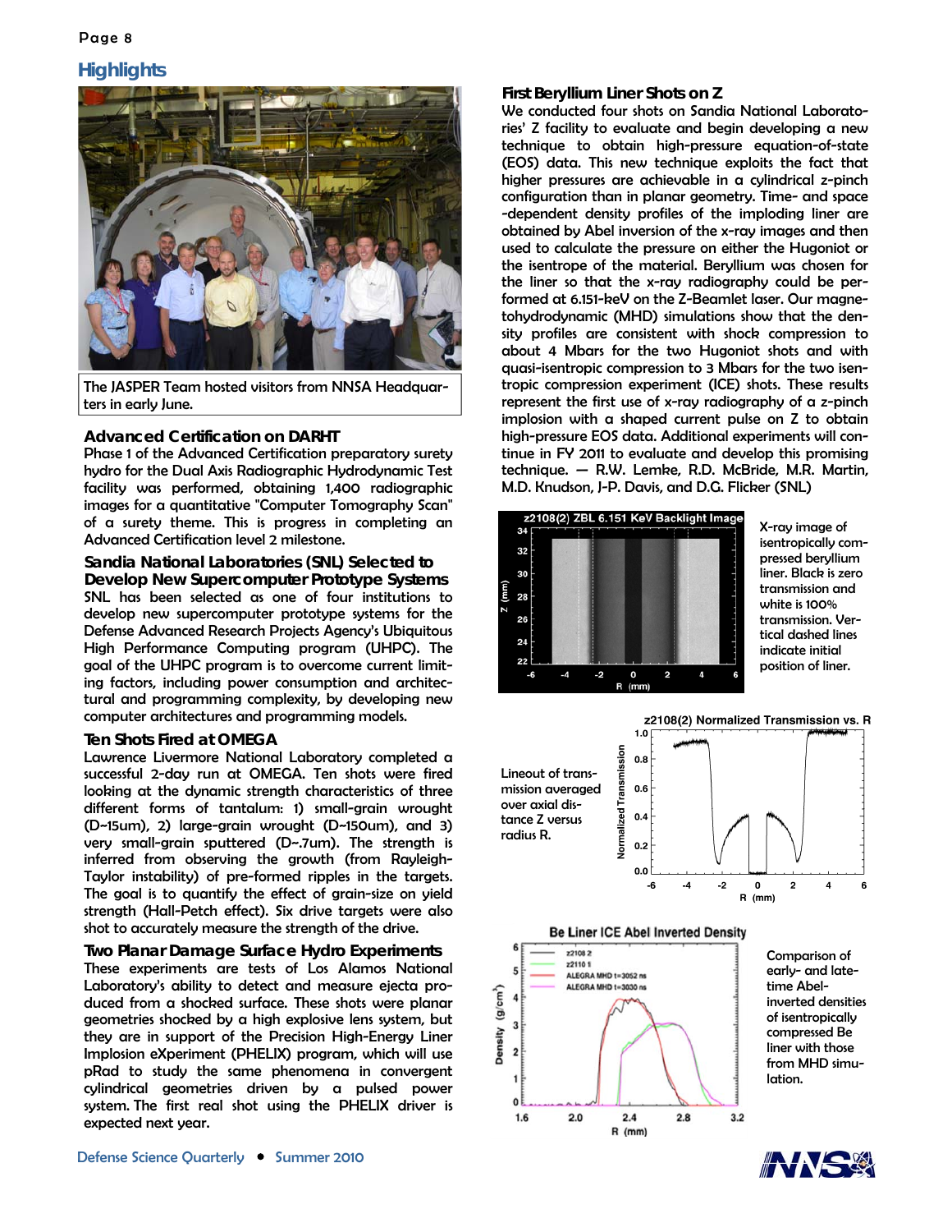## Highlights

The JASPER Team hosted visitors from NNSA Headquarters in early June.

### Advanced Certification on DARHT

Phase 1 of the Advanced Certification preparatory surety hydro for the Dual Axis Radiographic Hydrodynamic Test facility was performed, obtaining 1,400 radiographic images for a quantitative "Computer Tomography Scan" of a surety theme. This is progress in completing an Advanced Certification level 2 milestone.

### Sandia National Laboratories (SNL) Selected to Develop New Supercomputer Prototype Systems

SNL has been selected as one of four institutions to develop new supercomputer prototype systems for the Defense Advanced Research Projects Agency's Ubiquitous High Performance Computing program (UHPC). The goal of the UHPC program is to overcome current limiting factors, including power consumption and architectural and programming complexity, by developing new computer architectures and programming models.

### Ten Shots Fired at OMEGA

Lawrence Livermore National Laboratory completed a successful 2-day run at OMEGA. Ten shots were fired looking at the dynamic strength characteristics of three different forms of tantalum: 1) small-grain wrought (D~15um), 2) large-grain wrought (D~150um), and 3) very small-grain sputtered (D~.7um). The strength is inferred from observing the growth (from Rayleigh-Taylor instability) of pre-formed ripples in the targets. The goal is to quantify the effect of grain-size on yield strength (Hall-Petch effect). Six drive targets were also shot to accurately measure the strength of the drive.

### Two Planar Damage Surface Hydro Experiments

These experiments are tests of Los Alamos National Laboratory's ability to detect and measure ejecta produced from a shocked surface. These shots were planar geometries shocked by a high explosive lens system, but they are in support of the Precision High-Energy Liner Implosion eXperiment (PHELIX) program, which will use pRad to study the same phenomena in convergent cylindrical geometries driven by a pulsed power system. The first real shot using the PHELIX driver is expected next year.

### First Beryllium Liner Shots on Z

We conducted four shots on Sandia National Laboratories' Z facility to evaluate and begin developing a new technique to obtain high-pressure equation-of-state (EOS) data. This new technique exploits the fact that higher pressures are achievable in a cylindrical z-pinch configuration than in planar geometry. Time- and space-dependent density profiles of the imploding liner are obtained by Abel inversion of the x-ray images and then used to calculate the pressure on either the Hugoniot or the isentrope of the material. Beryllium was chosen for the liner so that the x-ray radiography could be performed at 6.151-keV on the Z-Beamlet laser. Our magnetohydrodynamic (MHD) simulations show that the density profiles are consistent with shock compression to about 4 Mbars for the two Hugoniot shots and with quasi-isentropic compression to 3 Mbars for the two isentropic compression experiment (ICE) shots. These results represent the first use of x-ray radiography of a z-pinch implosion with a shaped current pulse on Z to obtain high-pressure EOS data. Additional experiments will continue in FY 2011 to evaluate and develop this promising technique. — R.W. Lemke, R.D. McBride, M.R. Martin, M.D. Knudson, J-P. Davis, and D.G. Flicker (SNL)

z2108(2) ZBL 6.151 KeV Backlight Image

Z (mm)

34
32
30
28
26
24
22

-6 -4 -2 0 2 4 6

R (mm)

X-ray image of isentropically compressed beryllium liner. Black is zero transmission and white is 100% transmission. Vertical dashed lines indicate initial position of liner.

z2108(2) Normalized Transmission vs. R

Normalized Transmission

1.0
0.8
0.6
0.4
0.2
0.0

-6 -4 -2 0 2 4 6

R (mm)

Lineout of transmission averaged over axial distance Z versus radius R.

Be Liner ICE Abel Inverted Density

Density (g/cm³)

z2108 2
z2110 1
ALEGRA MHD t=3052 ns
ALEGRA MHD t=3030 ns

6
5
4
3
2
1
0

1.6 2.0 2.4 2.8 3.2

R (mm)

Comparison of early- and late-time Abel-inverted densities of isentropically compressed Be liner with those from MHD simulation.

Defense Science Quarterly • Summer 2010